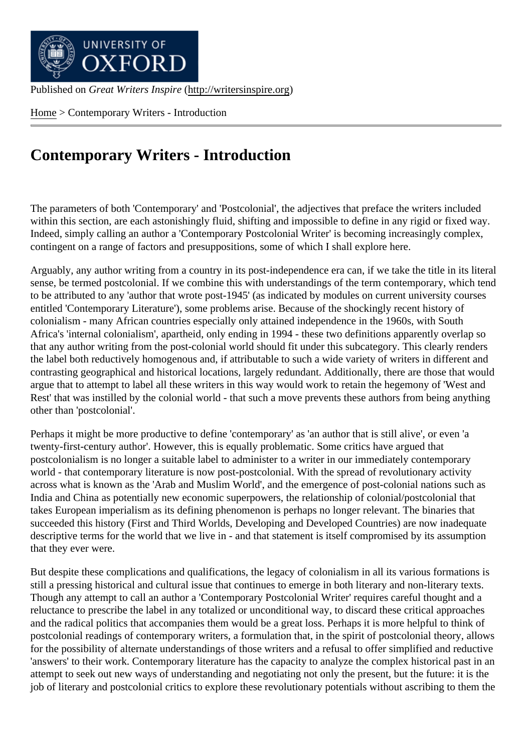Published on *Great Writers Inspire* (http://writersinspire.org)

Home > Contemporary Writers - Introduction

# Contemporary Writers - Introduction

The parameters of both 'Contemporary' and 'Postcolonial', the adjectives that preface the writers included within this section, are each astonishingly fluid, shifting and impossible to define in any rigid or fixed way. Indeed, simply calling an author a 'Contemporary Postcolonial Writer' is becoming increasingly complex, contingent on a range of factors and presuppositions, some of which I shall explore here.

Arguably, any author writing from a country in its post-independence era can, if we take the title in its literal sense, be termed postcolonial. If we combine this with understandings of the term contemporary, which tend to be attributed to any 'author that wrote post-1945' (as indicated by modules on current university courses entitled 'Contemporary Literature'), some problems arise. Because of the shockingly recent history of colonialism - many African countries especially only attained independence in the 1960s, with South Africa's 'internal colonialism', apartheid, only ending in 1994 - these two definitions apparently overlap so that any author writing from the post-colonial world should fit under this subcategory. This clearly renders the label both reductively homogenous and, if attributable to such a wide variety of writers in different and contrasting geographical and historical locations, largely redundant. Additionally, there are those that would argue that to attempt to label all these writers in this way would work to retain the hegemony of 'West and Rest' that was instilled by the colonial world - that such a move prevents these authors from being anything other than 'postcolonial'.

Perhaps it might be more productive to define 'contemporary' as 'an author that is still alive', or even 'a twenty-first-century author'. However, this is equally problematic. Some critics have argued that postcolonialism is no longer a suitable label to administer to a writer in our immediately contemporary world - that contemporary literature is now post-postcolonial. With the spread of revolutionary activity across what is known as the 'Arab and Muslim World', and the emergence of post-colonial nations such as India and China as potentially new economic superpowers, the relationship of colonial/postcolonial that takes European imperialism as its defining phenomenon is perhaps no longer relevant. The binaries that succeeded this history (First and Third Worlds, Developing and Developed Countries) are now inadequate descriptive terms for the world that we live in - and that statement is itself compromised by its assumption that they ever were.

But despite these complications and qualifications, the legacy of colonialism in all its various formations is still a pressing historical and cultural issue that continues to emerge in both literary and non-literary texts. Though any attempt to call an author a 'Contemporary Postcolonial Writer' requires careful thought and a reluctance to prescribe the label in any totalized or unconditional way, to discard these critical approaches and the radical politics that accompanies them would be a great loss. Perhaps it is more helpful to think of postcolonial readings of contemporary writers, a formulation that, in the spirit of postcolonial theory, allows for the possibility of alternate understandings of those writers and a refusal to offer simplified and reductive 'answers' to their work. Contemporary literature has the capacity to analyze the complex historical past in an attempt to seek out new ways of understanding and negotiating not only the present, but the future: it is the job of literary and postcolonial critics to explore these revolutionary potentials without ascribing to them the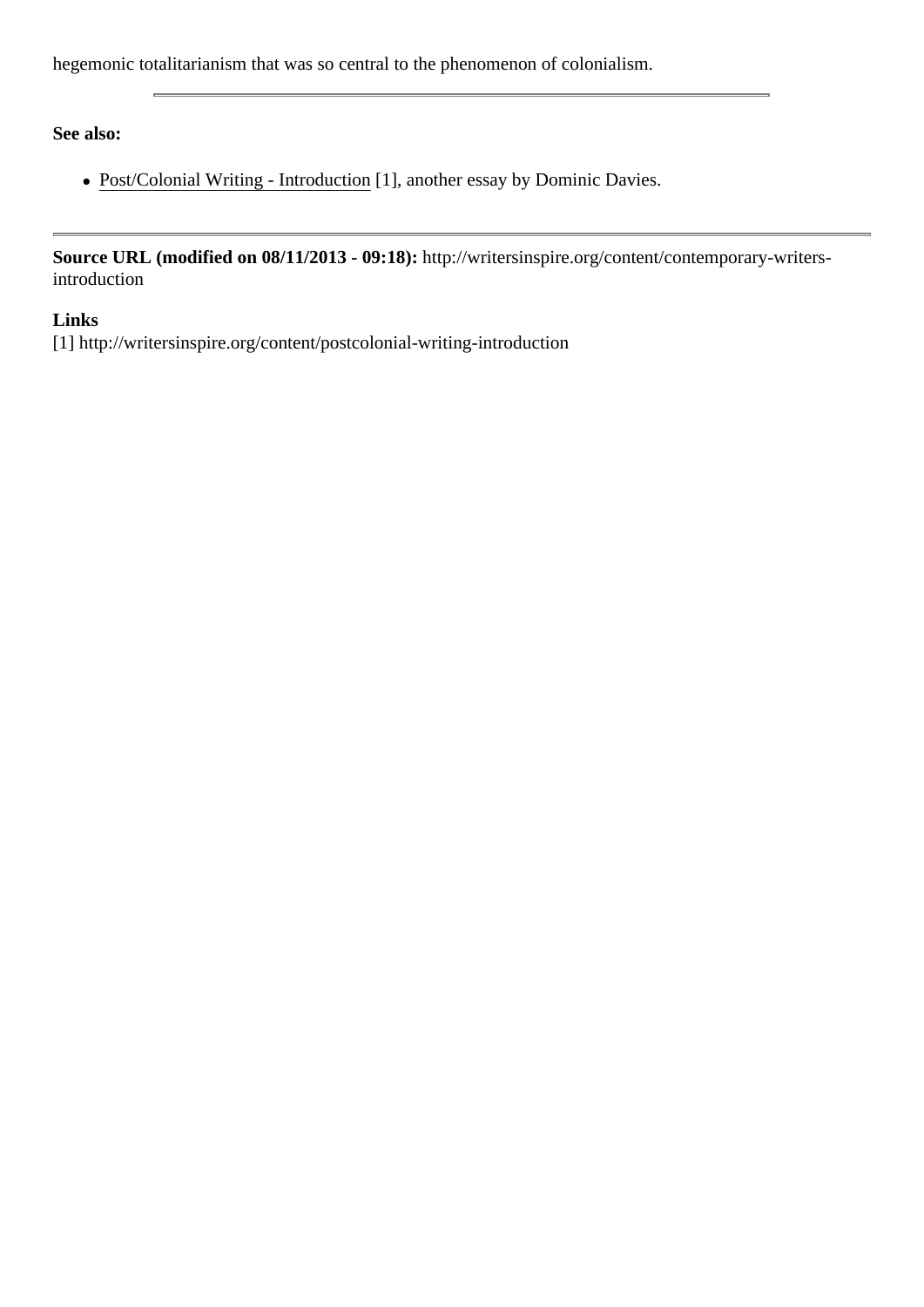hegemonic totalitarianism that was so central to the phenomenon of colonialism.

---

**See also:**

- Post/Colonial Writing - Introduction [1], another essay by Dominic Davies.

---

**Source URL (modified on 08/11/2013 - 09:18):** http://writersinspire.org/content/contemporary-writers-introduction

**Links**
[1] http://writersinspire.org/content/postcolonial-writing-introduction